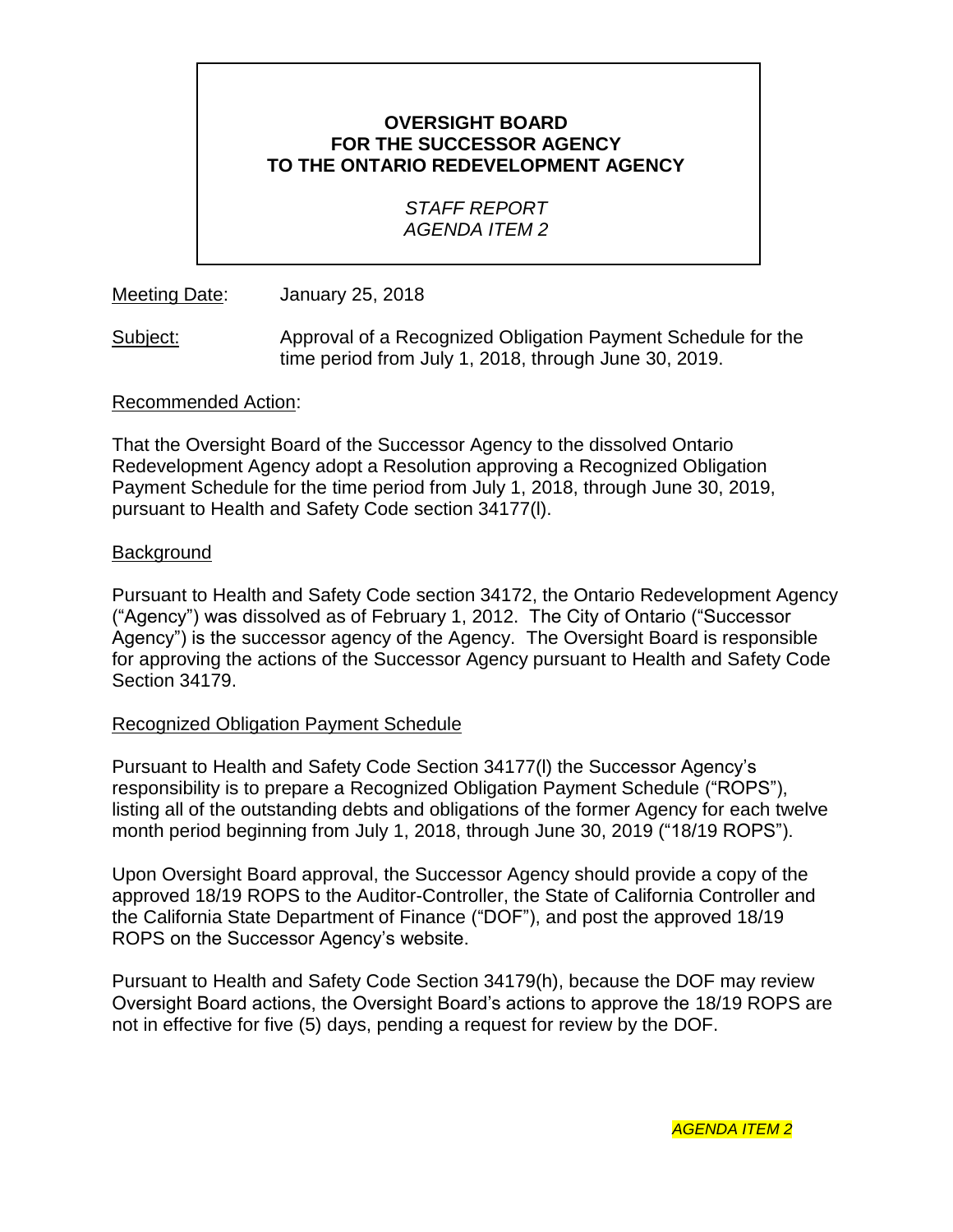**OVERSIGHT BOARD**
**FOR THE SUCCESSOR AGENCY**
**TO THE ONTARIO REDEVELOPMENT AGENCY**

*STAFF REPORT*
*AGENDA ITEM 2*

Meeting Date: January 25, 2018

Subject: Approval of a Recognized Obligation Payment Schedule for the time period from July 1, 2018, through June 30, 2019.

Recommended Action:

That the Oversight Board of the Successor Agency to the dissolved Ontario Redevelopment Agency adopt a Resolution approving a Recognized Obligation Payment Schedule for the time period from July 1, 2018, through June 30, 2019, pursuant to Health and Safety Code section 34177(l).

Background

Pursuant to Health and Safety Code section 34172, the Ontario Redevelopment Agency ("Agency") was dissolved as of February 1, 2012. The City of Ontario ("Successor Agency") is the successor agency of the Agency. The Oversight Board is responsible for approving the actions of the Successor Agency pursuant to Health and Safety Code Section 34179.

Recognized Obligation Payment Schedule

Pursuant to Health and Safety Code Section 34177(l) the Successor Agency's responsibility is to prepare a Recognized Obligation Payment Schedule ("ROPS"), listing all of the outstanding debts and obligations of the former Agency for each twelve month period beginning from July 1, 2018, through June 30, 2019 ("18/19 ROPS").

Upon Oversight Board approval, the Successor Agency should provide a copy of the approved 18/19 ROPS to the Auditor-Controller, the State of California Controller and the California State Department of Finance ("DOF"), and post the approved 18/19 ROPS on the Successor Agency's website.

Pursuant to Health and Safety Code Section 34179(h), because the DOF may review Oversight Board actions, the Oversight Board's actions to approve the 18/19 ROPS are not in effective for five (5) days, pending a request for review by the DOF.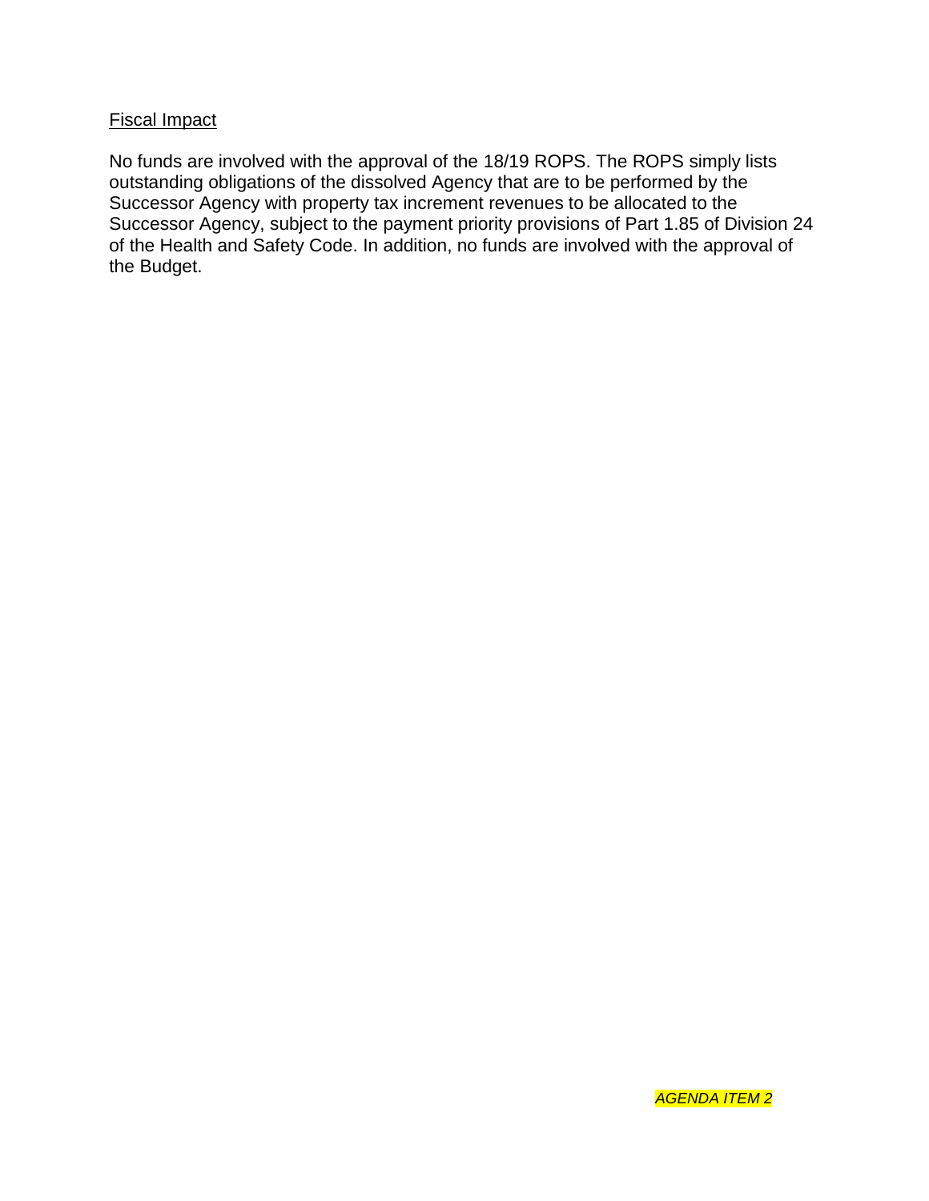Fiscal Impact

No funds are involved with the approval of the 18/19 ROPS. The ROPS simply lists outstanding obligations of the dissolved Agency that are to be performed by the Successor Agency with property tax increment revenues to be allocated to the Successor Agency, subject to the payment priority provisions of Part 1.85 of Division 24 of the Health and Safety Code. In addition, no funds are involved with the approval of the Budget.

*AGENDA ITEM 2*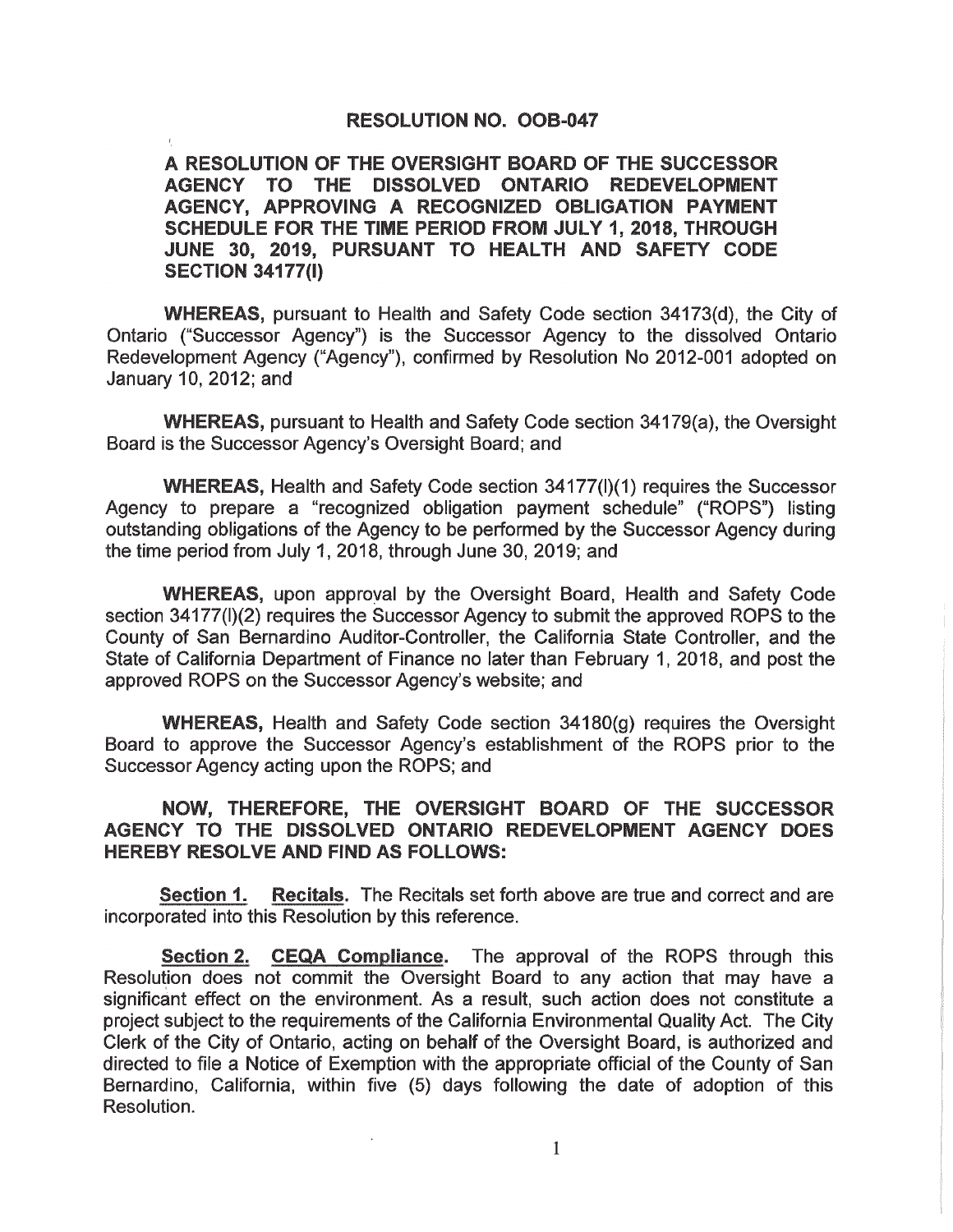## RESOLUTION NO. OOB-047

**A RESOLUTION OF THE OVERSIGHT BOARD OF THE SUCCESSOR AGENCY TO THE DISSOLVED ONTARIO REDEVELOPMENT AGENCY, APPROVING A RECOGNIZED OBLIGATION PAYMENT SCHEDULE FOR THE TIME PERIOD FROM JULY 1, 2018, THROUGH JUNE 30, 2019, PURSUANT TO HEALTH AND SAFETY CODE SECTION 34177(l)**

**WHEREAS,** pursuant to Health and Safety Code section 34173(d), the City of Ontario ("Successor Agency") is the Successor Agency to the dissolved Ontario Redevelopment Agency ("Agency"), confirmed by Resolution No 2012-001 adopted on January 10, 2012; and

**WHEREAS,** pursuant to Health and Safety Code section 34179(a), the Oversight Board is the Successor Agency's Oversight Board; and

**WHEREAS,** Health and Safety Code section 34177(l)(1) requires the Successor Agency to prepare a "recognized obligation payment schedule" ("ROPS") listing outstanding obligations of the Agency to be performed by the Successor Agency during the time period from July 1, 2018, through June 30, 2019; and

**WHEREAS,** upon approval by the Oversight Board, Health and Safety Code section 34177(l)(2) requires the Successor Agency to submit the approved ROPS to the County of San Bernardino Auditor-Controller, the California State Controller, and the State of California Department of Finance no later than February 1, 2018, and post the approved ROPS on the Successor Agency's website; and

**WHEREAS,** Health and Safety Code section 34180(g) requires the Oversight Board to approve the Successor Agency's establishment of the ROPS prior to the Successor Agency acting upon the ROPS; and

**NOW, THEREFORE, THE OVERSIGHT BOARD OF THE SUCCESSOR AGENCY TO THE DISSOLVED ONTARIO REDEVELOPMENT AGENCY DOES HEREBY RESOLVE AND FIND AS FOLLOWS:**

**Section 1. Recitals.** The Recitals set forth above are true and correct and are incorporated into this Resolution by this reference.

**Section 2. CEQA Compliance.** The approval of the ROPS through this Resolution does not commit the Oversight Board to any action that may have a significant effect on the environment. As a result, such action does not constitute a project subject to the requirements of the California Environmental Quality Act. The City Clerk of the City of Ontario, acting on behalf of the Oversight Board, is authorized and directed to file a Notice of Exemption with the appropriate official of the County of San Bernardino, California, within five (5) days following the date of adoption of this Resolution.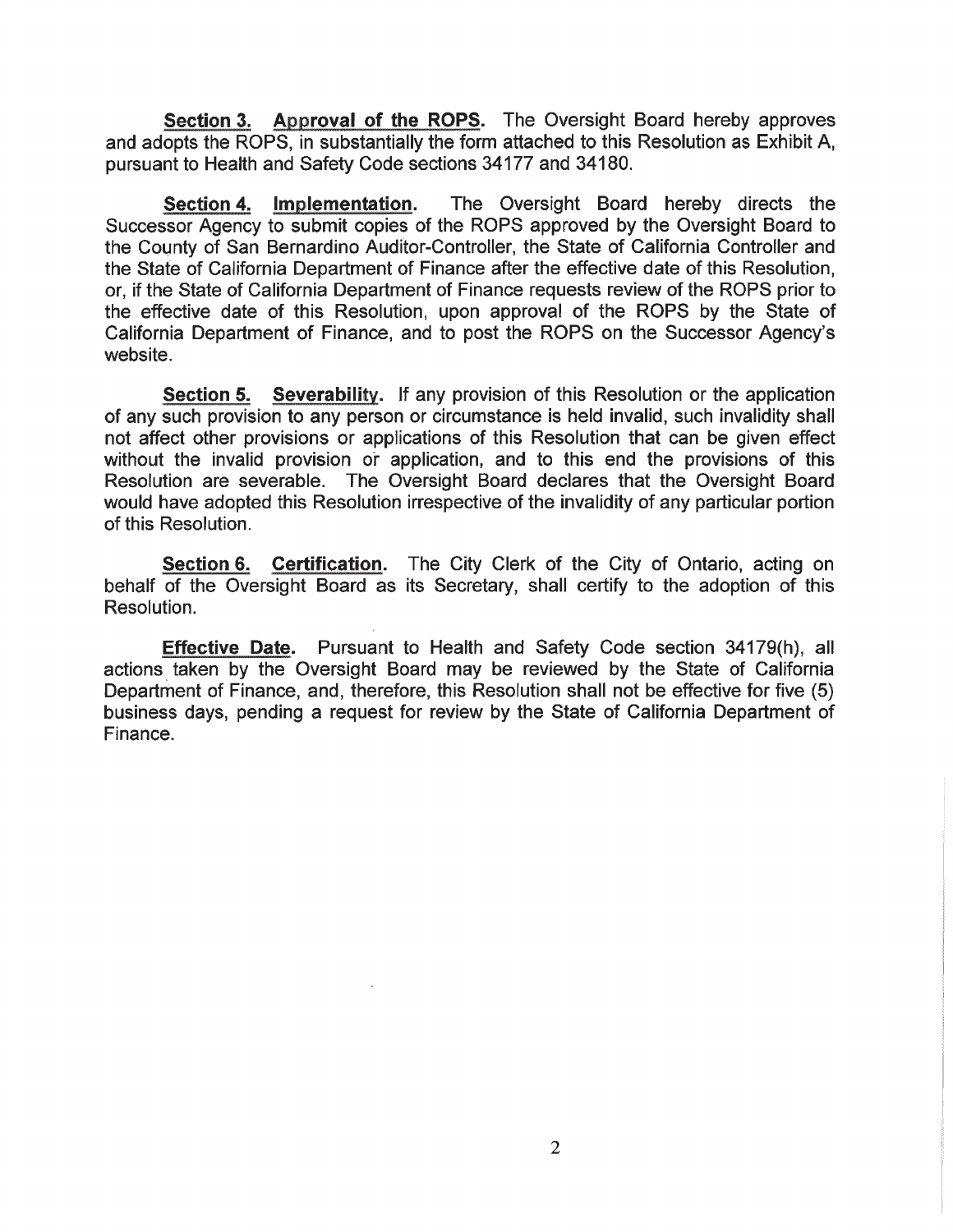**Section 3. Approval of the ROPS.** The Oversight Board hereby approves and adopts the ROPS, in substantially the form attached to this Resolution as Exhibit A, pursuant to Health and Safety Code sections 34177 and 34180.

**Section 4. Implementation.** The Oversight Board hereby directs the Successor Agency to submit copies of the ROPS approved by the Oversight Board to the County of San Bernardino Auditor-Controller, the State of California Controller and the State of California Department of Finance after the effective date of this Resolution, or, if the State of California Department of Finance requests review of the ROPS prior to the effective date of this Resolution, upon approval of the ROPS by the State of California Department of Finance, and to post the ROPS on the Successor Agency's website.

**Section 5. Severability.** If any provision of this Resolution or the application of any such provision to any person or circumstance is held invalid, such invalidity shall not affect other provisions or applications of this Resolution that can be given effect without the invalid provision or application, and to this end the provisions of this Resolution are severable. The Oversight Board declares that the Oversight Board would have adopted this Resolution irrespective of the invalidity of any particular portion of this Resolution.

**Section 6. Certification.** The City Clerk of the City of Ontario, acting on behalf of the Oversight Board as its Secretary, shall certify to the adoption of this Resolution.

**Effective Date.** Pursuant to Health and Safety Code section 34179(h), all actions taken by the Oversight Board may be reviewed by the State of California Department of Finance, and, therefore, this Resolution shall not be effective for five (5) business days, pending a request for review by the State of California Department of Finance.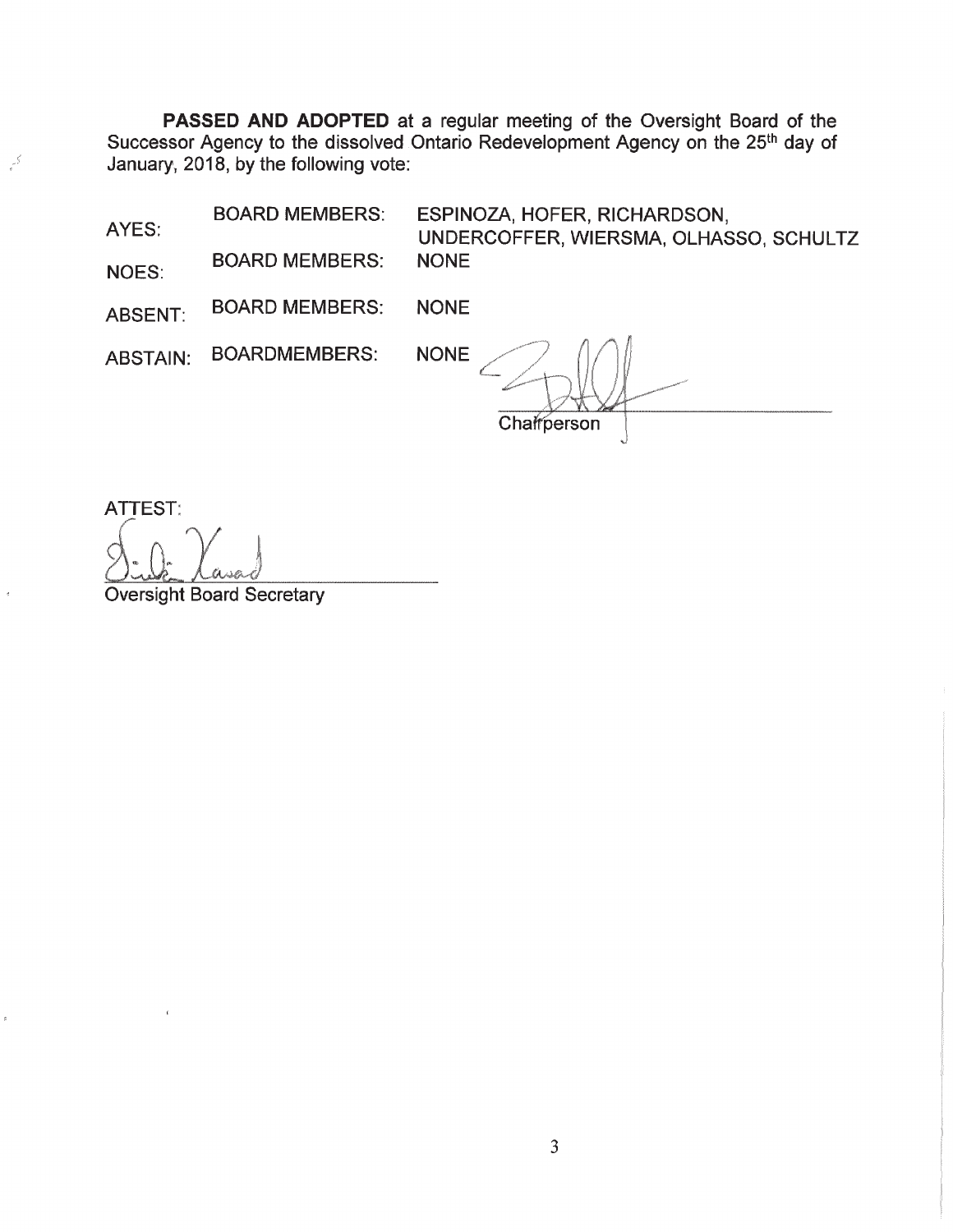**PASSED AND ADOPTED** at a regular meeting of the Oversight Board of the Successor Agency to the dissolved Ontario Redevelopment Agency on the 25th day of January, 2018, by the following vote:

| | | |
|---|---|---|
| AYES: | BOARD MEMBERS: | ESPINOZA, HOFER, RICHARDSON, UNDERCOFFER, WIERSMA, OLHASSO, SCHULTZ |
| NOES: | BOARD MEMBERS: | NONE |
| ABSENT: | BOARD MEMBERS: | NONE |
| ABSTAIN: | BOARDMEMBERS: | NONE |

Chairperson

ATTEST:

Oversight Board Secretary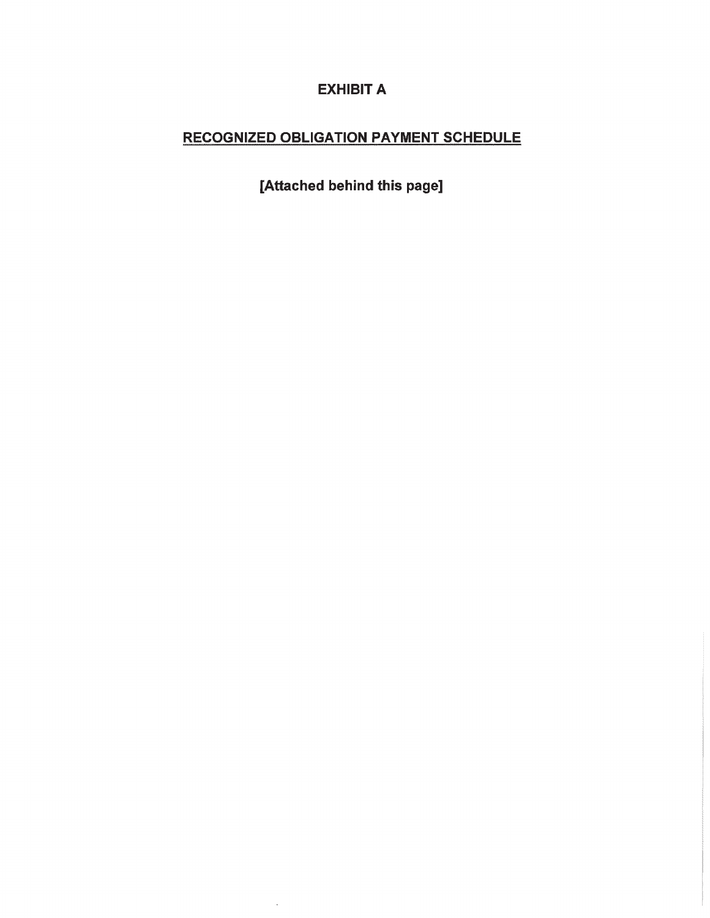# EXHIBIT A

## RECOGNIZED OBLIGATION PAYMENT SCHEDULE

**[Attached behind this page]**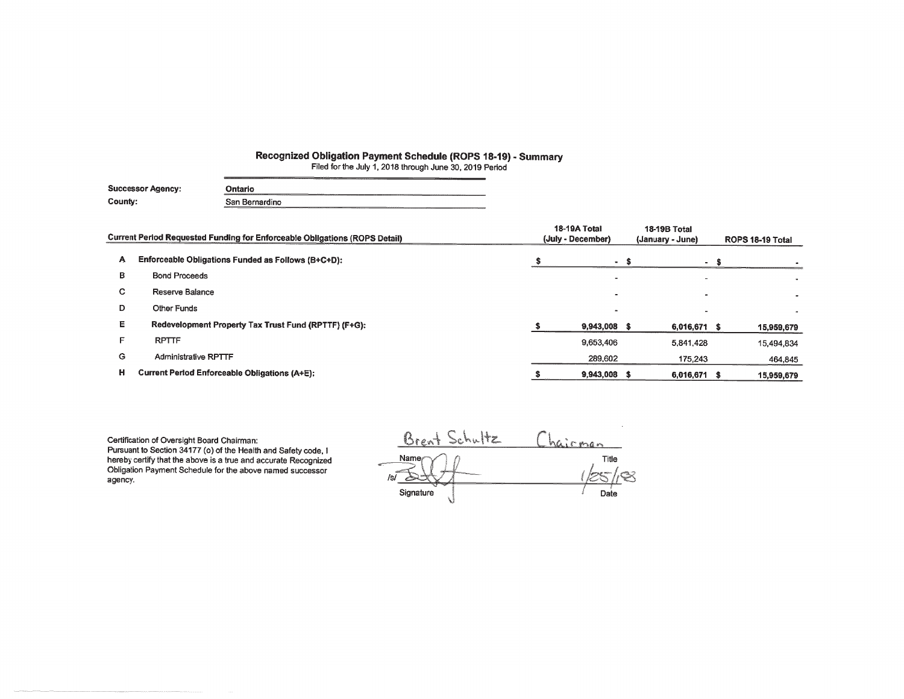# Recognized Obligation Payment Schedule (ROPS 18-19) - Summary

Filed for the July 1, 2018 through June 30, 2019 Period

**Successor Agency:** Ontario

**County:** San Bernardino

| | Current Period Requested Funding for Enforceable Obligations (ROPS Detail) | 18-19A Total (July - December) | 18-19B Total (January - June) | ROPS 18-19 Total |
|---|---|---|---|---|
| A | **Enforceable Obligations Funded as Follows (B+C+D):** | $ - | $ - | $ - |
| B | Bond Proceeds | - | - | - |
| C | Reserve Balance | - | - | - |
| D | Other Funds | - | - | - |
| E | **Redevelopment Property Tax Trust Fund (RPTTF) (F+G):** | $ 9,943,008 | $ 6,016,671 | $ 15,959,679 |
| F | RPTTF | 9,653,406 | 5,841,428 | 15,494,834 |
| G | Administrative RPTTF | 289,602 | 175,243 | 464,845 |
| H | **Current Period Enforceable Obligations (A+E):** | $ 9,943,008 | $ 6,016,671 | $ 15,959,679 |

Certification of Oversight Board Chairman:
Pursuant to Section 34177 (o) of the Health and Safety code, I hereby certify that the above is a true and accurate Recognized Obligation Payment Schedule for the above named successor agency.

| Brent Schultz | Chairman |
|---|---|
| Name | Title |
| /s/ | 1/25/18 |
| Signature | Date |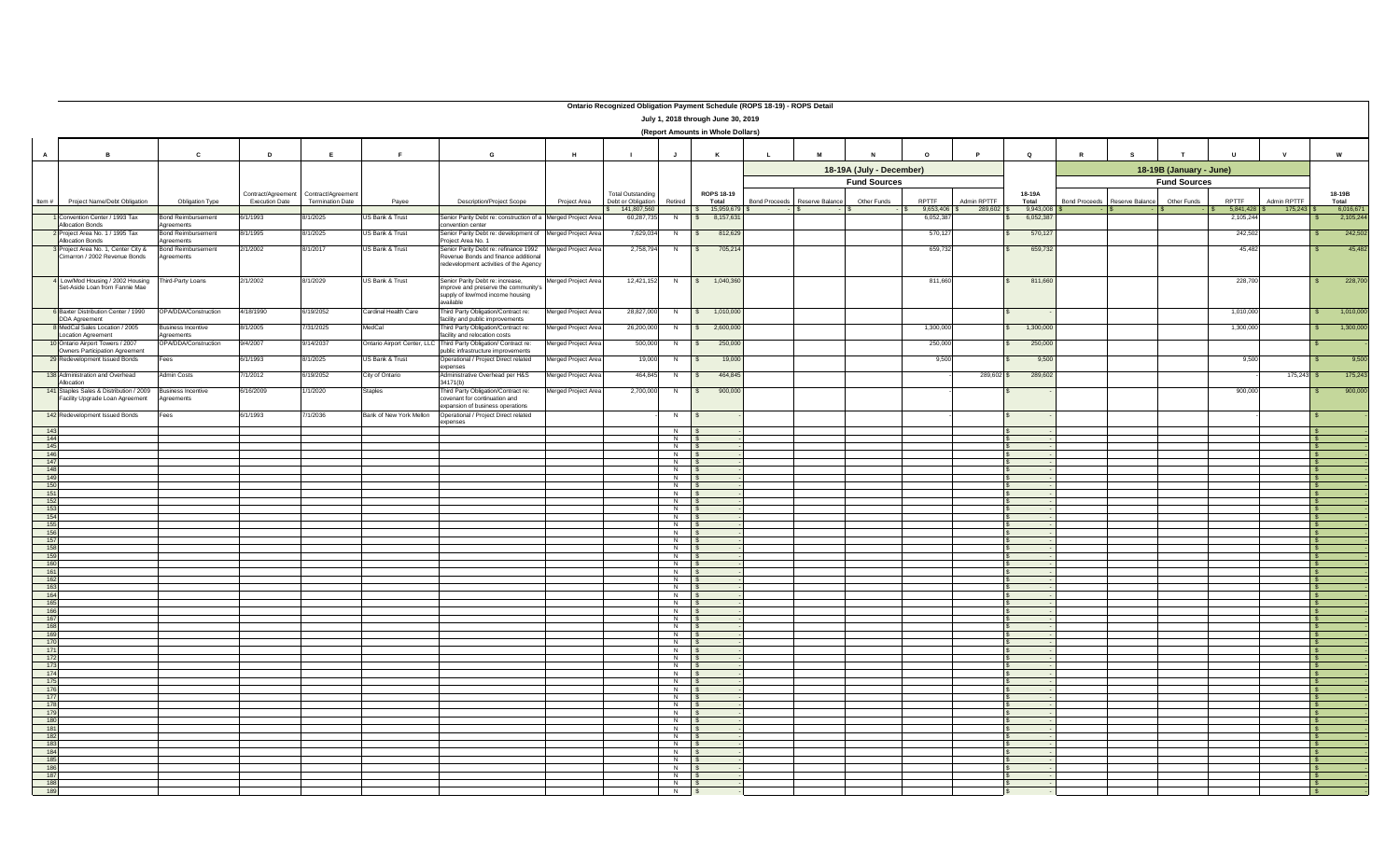# Ontario Recognized Obligation Payment Schedule (ROPS 18-19) - ROPS Detail

## July 1, 2018 through June 30, 2019

### (Report Amounts in Whole Dollars)

| A | B | C | D | E | F | G | H | I | J | K | L | M | N | O | P | Q | R | S | T | U | V | W |
|---|---|---|---|---|---|---|---|---|---|---|---|---|---|---|---|---|---|---|---|---|---|---|
| | | | | | | | | | | | 18-19A (July - December) | | | | | | 18-19B (January - June) | | | | | |
| | | | | | | | | | | | Fund Sources | | | | | | Fund Sources | | | | | |
| Item # | Project Name/Debt Obligation | Obligation Type | Contract/Agreement Execution Date | Contract/Agreement Termination Date | Payee | Description/Project Scope | Project Area | Total Outstanding Debt or Obligation | Retired | ROPS 18-19 Total | Bond Proceeds | Reserve Balance | Other Funds | RPTTF | Admin RPTTF | 18-19A Total | Bond Proceeds | Reserve Balance | Other Funds | RPTTF | Admin RPTTF | 18-19B Total |
| | | | | | | | | $ 141,807,560 | | $ 15,959,679 | $ - | $ - | $ - | $ 9,653,406 | $ 289,602 | $ 9,943,008 | $ - | $ - | $ - | $ 5,841,428 | $ 175,243 | $ 6,016,671 |
| 1 | Convention Center / 1993 Tax Allocation Bonds | Bond Reimbursement Agreements | 8/1/1993 | 8/1/2025 | US Bank & Trust | Senior Parity Debt re: construction of a convention center | Merged Project Area | 60,287,735 | N | $ 8,157,631 | | | | 6,052,387 | | $ 6,052,387 | | | | 2,105,244 | | $ 2,105,244 |
| 2 | Project Area No. 1 / 1995 Tax Allocation Bonds | Bond Reimbursement Agreements | 8/1/1995 | 8/1/2025 | US Bank & Trust | Senior Parity Debt re: development of Project Area No. 1 | Merged Project Area | 7,629,034 | N | $ 812,629 | | | | 570,127 | | $ 570,127 | | | | 242,502 | | $ 242,502 |
| 3 | Project Area No. 1, Center City & Cimarron / 2002 Revenue Bonds | Bond Reimbursement Agreements | 2/1/2002 | 8/1/2017 | US Bank & Trust | Senior Parity Debt re: refinance 1992 Revenue Bonds and finance additional redevelopment activities of the Agency | Merged Project Area | 2,758,794 | N | $ 705,214 | | | | 659,732 | | $ 659,732 | | | | 45,482 | | $ 45,482 |
| 4 | Low/Mod Housing / 2002 Housing Set-Aside Loan from Fannie Mae | Third-Party Loans | 2/1/2002 | 8/1/2029 | US Bank & Trust | Senior Parity Debt re: increase, improve and preserve the community's supply of low/mod income housing available | Merged Project Area | 12,421,152 | N | $ 1,040,360 | | | | 811,660 | | $ 811,660 | | | | 228,700 | | $ 228,700 |
| 6 | Baxter Distribution Center / 1990 DDA Agreement | OPA/DDA/Construction | 4/18/1990 | 6/19/2052 | Cardinal Health Care | Third Party Obligation/Contract re: facility and public improvements | Merged Project Area | 28,827,000 | N | $ 1,010,000 | | | | | | $ - | | | | 1,010,000 | | $ 1,010,000 |
| 8 | MedCal Sales Location / 2005 Location Agreement | Business Incentive Agreements | 8/1/2005 | 7/31/2025 | MedCal | Third Party Obligation/Contract re: facility and relocation costs | Merged Project Area | 26,200,000 | N | $ 2,600,000 | | | | 1,300,000 | | $ 1,300,000 | | | | 1,300,000 | | $ 1,300,000 |
| 10 | Ontario Airport Towers / 2007 Owners Participation Agreement | OPA/DDA/Construction | 9/4/2007 | 9/14/2037 | Ontario Airport Center, LLC | Third Party Obligation/ Contract re: public infrastructure improvements | Merged Project Area | 500,000 | N | $ 250,000 | | | | 250,000 | | $ 250,000 | | | | | | $ - |
| 29 | Redevelopment Issued Bonds | Fees | 6/1/1993 | 8/1/2025 | US Bank & Trust | Operational / Project Direct related expenses | Merged Project Area | 19,000 | N | $ 19,000 | | | | 9,500 | | $ 9,500 | | | | 9,500 | | $ 9,500 |
| 138 | Administration and Overhead Allocation | Admin Costs | 7/1/2012 | 6/19/2052 | City of Ontario | Administrative Overhead per H&S 34171(b) | Merged Project Area | 464,845 | N | $ 464,845 | | | | - | 289,602 | $ 289,602 | | | | - | 175,243 | $ 175,243 |
| 141 | Staples Sales & Distribution / 2009 Facility Upgrade Loan Agreement | Business Incentive Agreements | 6/16/2009 | 1/1/2020 | Staples | Third Party Obligation/Contract re: covenant for continuation and expansion of business operations | Merged Project Area | 2,700,000 | N | $ 900,000 | | | | | | $ - | | | | 900,000 | | $ 900,000 |
| 142 | Redevelopment Issued Bonds | Fees | 6/1/1993 | 7/1/2036 | Bank of New York Mellon | Operational / Project Direct related expenses | | | N | $ - | | | | - | | $ - | | | | - | | $ - |
| 143 | | | | | | | | | N | $ - | | | | | | $ - | | | | | | $ - |
| 144 | | | | | | | | | N | $ - | | | | | | $ - | | | | | | $ - |
| 145 | | | | | | | | | N | $ - | | | | | | $ - | | | | | | $ - |
| 146 | | | | | | | | | N | $ - | | | | | | $ - | | | | | | $ - |
| 147 | | | | | | | | | N | $ - | | | | | | $ - | | | | | | $ - |
| 148 | | | | | | | | | N | $ - | | | | | | $ - | | | | | | $ - |
| 149 | | | | | | | | | N | $ - | | | | | | $ - | | | | | | $ - |
| 150 | | | | | | | | | N | $ - | | | | | | $ - | | | | | | $ - |
| 151 | | | | | | | | | N | $ - | | | | | | $ - | | | | | | $ - |
| 152 | | | | | | | | | N | $ - | | | | | | $ - | | | | | | $ - |
| 153 | | | | | | | | | N | $ - | | | | | | $ - | | | | | | $ - |
| 154 | | | | | | | | | N | $ - | | | | | | $ - | | | | | | $ - |
| 155 | | | | | | | | | N | $ - | | | | | | $ - | | | | | | $ - |
| 156 | | | | | | | | | N | $ - | | | | | | $ - | | | | | | $ - |
| 157 | | | | | | | | | N | $ - | | | | | | $ - | | | | | | $ - |
| 158 | | | | | | | | | N | $ - | | | | | | $ - | | | | | | $ - |
| 159 | | | | | | | | | N | $ - | | | | | | $ - | | | | | | $ - |
| 160 | | | | | | | | | N | $ - | | | | | | $ - | | | | | | $ - |
| 161 | | | | | | | | | N | $ - | | | | | | $ - | | | | | | $ - |
| 162 | | | | | | | | | N | $ - | | | | | | $ - | | | | | | $ - |
| 163 | | | | | | | | | N | $ - | | | | | | $ - | | | | | | $ - |
| 164 | | | | | | | | | N | $ - | | | | | | $ - | | | | | | $ - |
| 165 | | | | | | | | | N | $ - | | | | | | $ - | | | | | | $ - |
| 166 | | | | | | | | | N | $ - | | | | | | $ - | | | | | | $ - |
| 167 | | | | | | | | | N | $ - | | | | | | $ - | | | | | | $ - |
| 168 | | | | | | | | | N | $ - | | | | | | $ - | | | | | | $ - |
| 169 | | | | | | | | | N | $ - | | | | | | $ - | | | | | | $ - |
| 170 | | | | | | | | | N | $ - | | | | | | $ - | | | | | | $ - |
| 171 | | | | | | | | | N | $ - | | | | | | $ - | | | | | | $ - |
| 172 | | | | | | | | | N | $ - | | | | | | $ - | | | | | | $ - |
| 173 | | | | | | | | | N | $ - | | | | | | $ - | | | | | | $ - |
| 174 | | | | | | | | | N | $ - | | | | | | $ - | | | | | | $ - |
| 175 | | | | | | | | | N | $ - | | | | | | $ - | | | | | | $ - |
| 176 | | | | | | | | | N | $ - | | | | | | $ - | | | | | | $ - |
| 177 | | | | | | | | | N | $ - | | | | | | $ - | | | | | | $ - |
| 178 | | | | | | | | | N | $ - | | | | | | $ - | | | | | | $ - |
| 179 | | | | | | | | | N | $ - | | | | | | $ - | | | | | | $ - |
| 180 | | | | | | | | | N | $ - | | | | | | $ - | | | | | | $ - |
| 181 | | | | | | | | | N | $ - | | | | | | $ - | | | | | | $ - |
| 182 | | | | | | | | | N | $ - | | | | | | $ - | | | | | | $ - |
| 183 | | | | | | | | | N | $ - | | | | | | $ - | | | | | | $ - |
| 184 | | | | | | | | | N | $ - | | | | | | $ - | | | | | | $ - |
| 185 | | | | | | | | | N | $ - | | | | | | $ - | | | | | | $ - |
| 186 | | | | | | | | | N | $ - | | | | | | $ - | | | | | | $ - |
| 187 | | | | | | | | | N | $ - | | | | | | $ - | | | | | | $ - |
| 188 | | | | | | | | | N | $ - | | | | | | $ - | | | | | | $ - |
| 189 | | | | | | | | | N | $ - | | | | | | $ - | | | | | | $ - |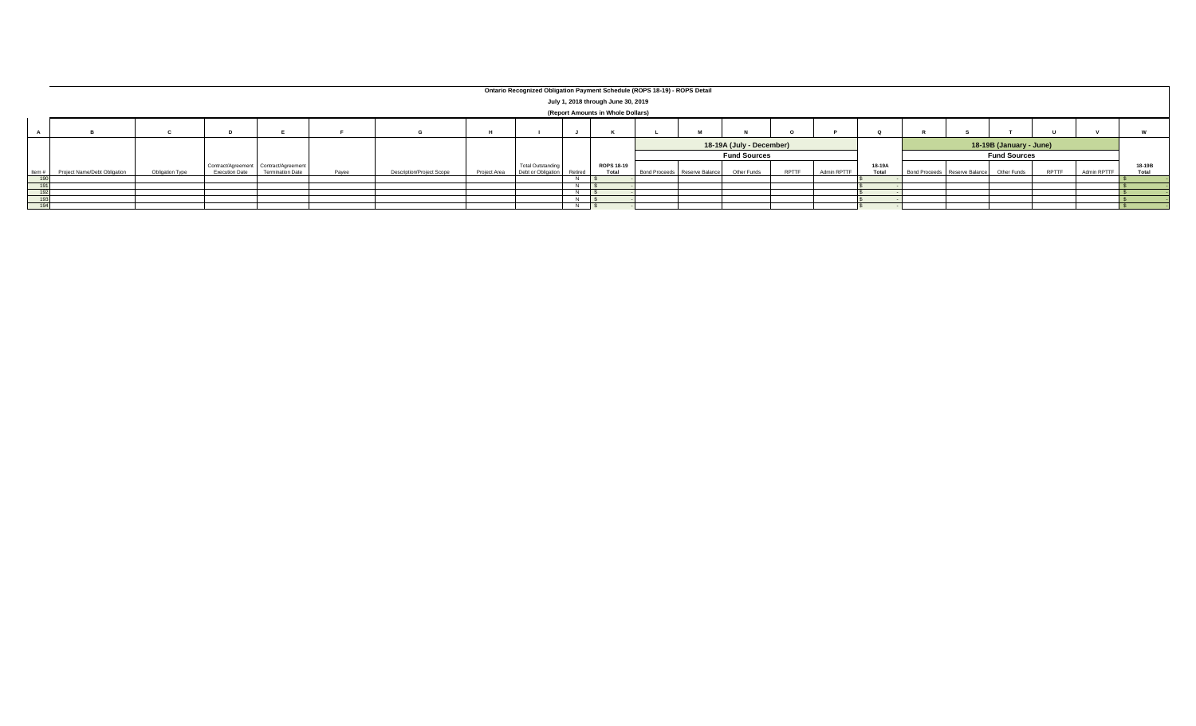# Ontario Recognized Obligation Payment Schedule (ROPS 18-19) - ROPS Detail

July 1, 2018 through June 30, 2019

(Report Amounts in Whole Dollars)

| A | B | C | D | E | F | G | H | I | J | K | L | M | N | O | P | Q | R | S | T | U | V | W |
|---|---|---|---|---|---|---|---|---|---|---|---|---|---|---|---|---|---|---|---|---|---|---|
| | | | | | | | | | | | 18-19A (July - December) | | | | | | 18-19B (January - June) | | | | | |
| | | | | | | | | | | | Fund Sources | | | | | | Fund Sources | | | | | |
| Item # | Project Name/Debt Obligation | Obligation Type | Contract/Agreement Execution Date | Contract/Agreement Termination Date | Payee | Description/Project Scope | Project Area | Total Outstanding Debt or Obligation | Retired | ROPS 18-19 Total | Bond Proceeds | Reserve Balance | Other Funds | RPTTF | Admin RPTTF | 18-19A Total | Bond Proceeds | Reserve Balance | Other Funds | RPTTF | Admin RPTTF | 18-19B Total |
| 190 | | | | | | | | | N | $ - | | | | | | $ - | | | | | | $ - |
| 191 | | | | | | | | | N | $ - | | | | | | $ - | | | | | | $ - |
| 192 | | | | | | | | | N | $ - | | | | | | $ - | | | | | | $ - |
| 193 | | | | | | | | | N | $ - | | | | | | $ - | | | | | | $ - |
| 194 | | | | | | | | | N | $ - | | | | | | $ - | | | | | | $ - |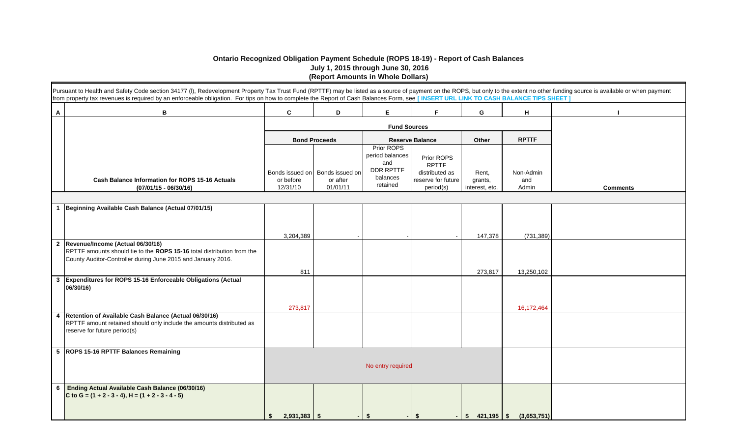# Ontario Recognized Obligation Payment Schedule (ROPS 18-19) - Report of Cash Balances

## July 1, 2015 through June 30, 2016

### (Report Amounts in Whole Dollars)

Pursuant to Health and Safety Code section 34177 (l), Redevelopment Property Tax Trust Fund (RPTTF) may be listed as a source of payment on the ROPS, but only to the extent no other funding source is available or when payment from property tax revenues is required by an enforceable obligation. For tips on how to complete the Report of Cash Balances Form, see [ INSERT URL LINK TO CASH BALANCE TIPS SHEET ]

| A | B | C | D | E | F | G | H | I |
|---|---|---|---|---|---|---|---|---|
| | | Fund Sources | | | | | | |
| | | Bond Proceeds | | Reserve Balance | | Other | RPTTF | |
| | **Cash Balance Information for ROPS 15-16 Actuals (07/01/15 - 06/30/16)** | Bonds issued on or before 12/31/10 | Bonds issued on or after 01/01/11 | Prior ROPS period balances and DDR RPTTF balances retained | Prior ROPS RPTTF distributed as reserve for future period(s) | Rent, grants, interest, etc. | Non-Admin and Admin | **Comments** |
| 1 | **Beginning Available Cash Balance (Actual 07/01/15)** | 3,204,389 | - | - | - | 147,378 | (731,389) | |
| 2 | **Revenue/Income (Actual 06/30/16)** RPTTF amounts should tie to the **ROPS 15-16** total distribution from the County Auditor-Controller during June 2015 and January 2016. | 811 | | | | 273,817 | 13,250,102 | |
| 3 | **Expenditures for ROPS 15-16 Enforceable Obligations (Actual 06/30/16)** | 273,817 | | | | | 16,172,464 | |
| 4 | **Retention of Available Cash Balance (Actual 06/30/16)** RPTTF amount retained should only include the amounts distributed as reserve for future period(s) | | | | | | | |
| 5 | **ROPS 15-16 RPTTF Balances Remaining** | No entry required | | | | | | |
| 6 | **Ending Actual Available Cash Balance (06/30/16)** **C to G = (1 + 2 - 3 - 4), H = (1 + 2 - 3 - 4 - 5)** | $ 2,931,383 | $ - | $ - | $ - | $ 421,195 | $ (3,653,751) | |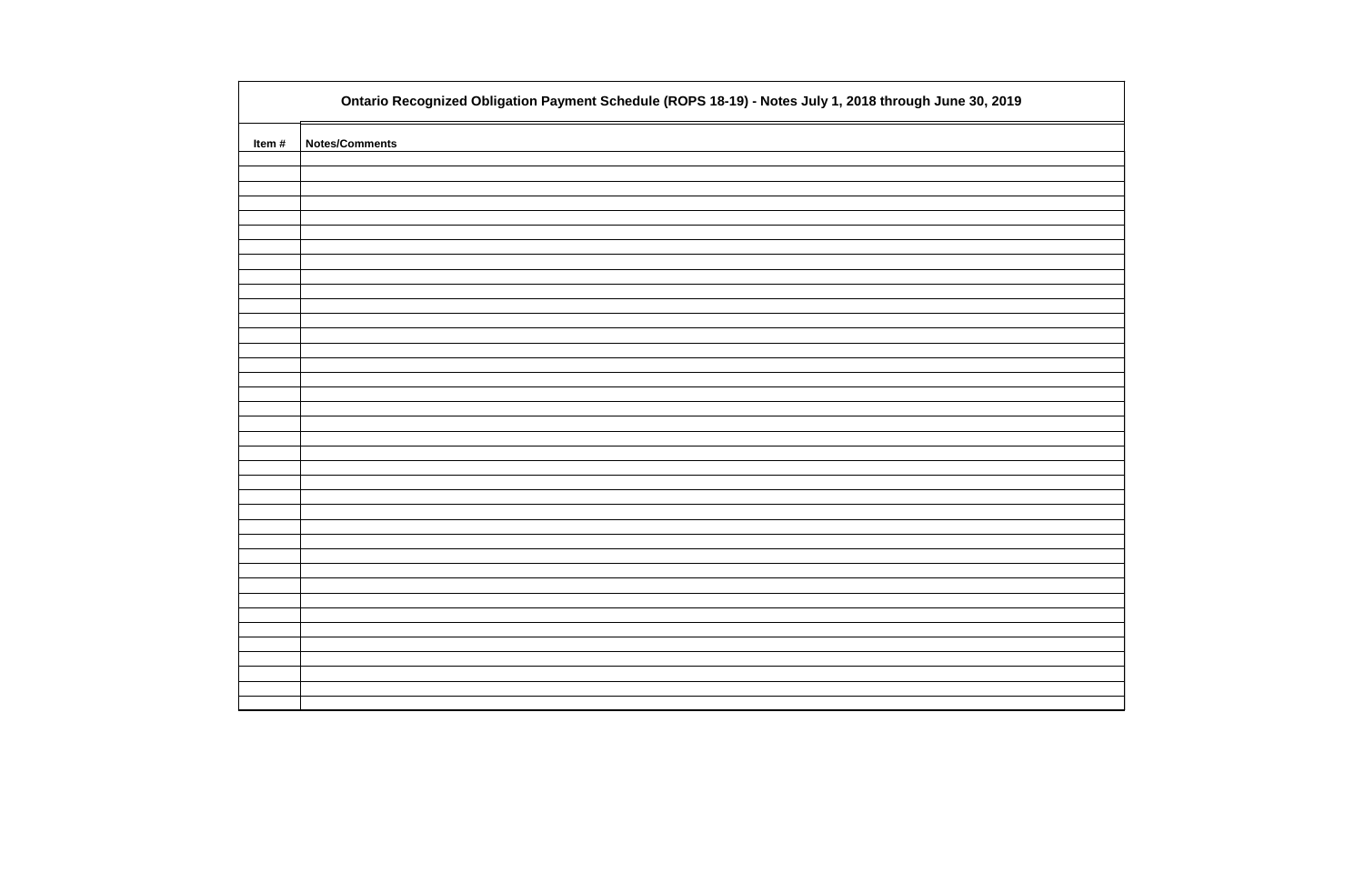## Ontario Recognized Obligation Payment Schedule (ROPS 18-19) - Notes July 1, 2018 through June 30, 2019

| Item # | Notes/Comments |
|---|---|
| | |
| | |
| | |
| | |
| | |
| | |
| | |
| | |
| | |
| | |
| | |
| | |
| | |
| | |
| | |
| | |
| | |
| | |
| | |
| | |
| | |
| | |
| | |
| | |
| | |
| | |
| | |
| | |
| | |
| | |
| | |
| | |
| | |
| | |
| | |
| | |
| | |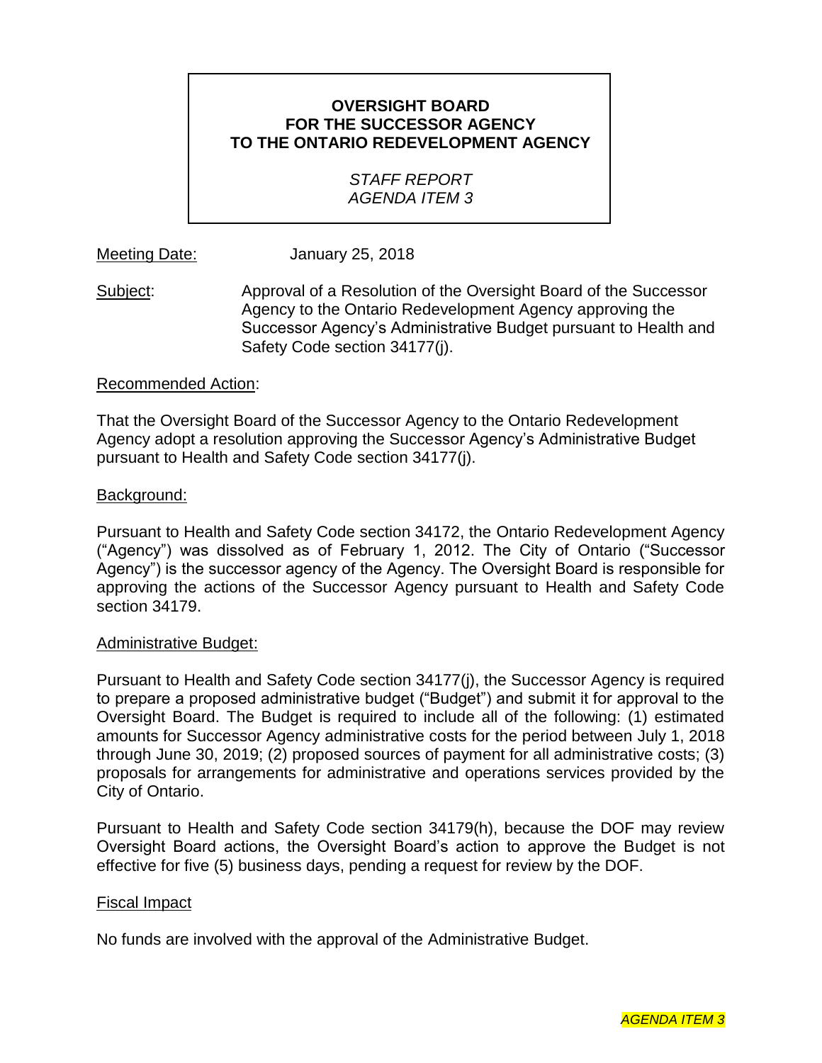**OVERSIGHT BOARD**
**FOR THE SUCCESSOR AGENCY**
**TO THE ONTARIO REDEVELOPMENT AGENCY**

*STAFF REPORT*
*AGENDA ITEM 3*

Meeting Date: January 25, 2018

Subject: Approval of a Resolution of the Oversight Board of the Successor Agency to the Ontario Redevelopment Agency approving the Successor Agency's Administrative Budget pursuant to Health and Safety Code section 34177(j).

Recommended Action:

That the Oversight Board of the Successor Agency to the Ontario Redevelopment Agency adopt a resolution approving the Successor Agency's Administrative Budget pursuant to Health and Safety Code section 34177(j).

Background:

Pursuant to Health and Safety Code section 34172, the Ontario Redevelopment Agency ("Agency") was dissolved as of February 1, 2012. The City of Ontario ("Successor Agency") is the successor agency of the Agency. The Oversight Board is responsible for approving the actions of the Successor Agency pursuant to Health and Safety Code section 34179.

Administrative Budget:

Pursuant to Health and Safety Code section 34177(j), the Successor Agency is required to prepare a proposed administrative budget ("Budget") and submit it for approval to the Oversight Board. The Budget is required to include all of the following: (1) estimated amounts for Successor Agency administrative costs for the period between July 1, 2018 through June 30, 2019; (2) proposed sources of payment for all administrative costs; (3) proposals for arrangements for administrative and operations services provided by the City of Ontario.

Pursuant to Health and Safety Code section 34179(h), because the DOF may review Oversight Board actions, the Oversight Board's action to approve the Budget is not effective for five (5) business days, pending a request for review by the DOF.

Fiscal Impact

No funds are involved with the approval of the Administrative Budget.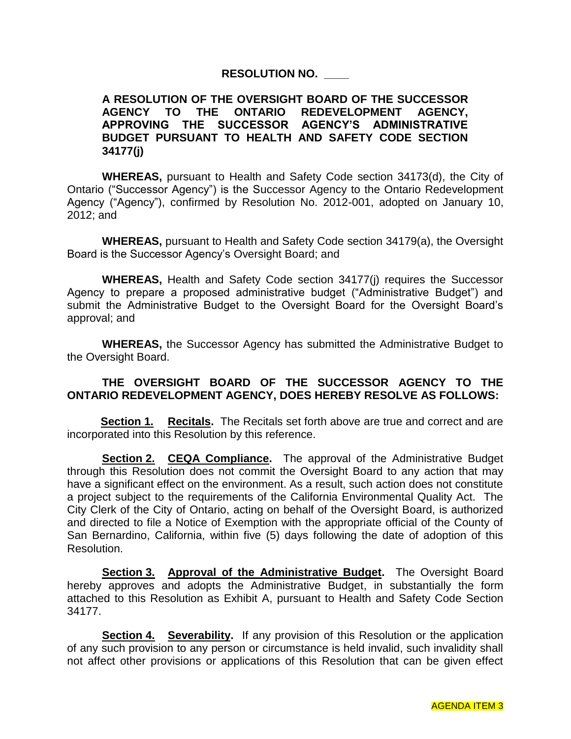**RESOLUTION NO. \_\_\_\_**

**A RESOLUTION OF THE OVERSIGHT BOARD OF THE SUCCESSOR AGENCY TO THE ONTARIO REDEVELOPMENT AGENCY, APPROVING THE SUCCESSOR AGENCY'S ADMINISTRATIVE BUDGET PURSUANT TO HEALTH AND SAFETY CODE SECTION 34177(j)**

**WHEREAS,** pursuant to Health and Safety Code section 34173(d), the City of Ontario ("Successor Agency") is the Successor Agency to the Ontario Redevelopment Agency ("Agency"), confirmed by Resolution No. 2012-001, adopted on January 10, 2012; and

**WHEREAS,** pursuant to Health and Safety Code section 34179(a), the Oversight Board is the Successor Agency's Oversight Board; and

**WHEREAS,** Health and Safety Code section 34177(j) requires the Successor Agency to prepare a proposed administrative budget ("Administrative Budget") and submit the Administrative Budget to the Oversight Board for the Oversight Board's approval; and

**WHEREAS,** the Successor Agency has submitted the Administrative Budget to the Oversight Board.

**THE OVERSIGHT BOARD OF THE SUCCESSOR AGENCY TO THE ONTARIO REDEVELOPMENT AGENCY, DOES HEREBY RESOLVE AS FOLLOWS:**

**Section 1. Recitals.** The Recitals set forth above are true and correct and are incorporated into this Resolution by this reference.

**Section 2. CEQA Compliance.** The approval of the Administrative Budget through this Resolution does not commit the Oversight Board to any action that may have a significant effect on the environment. As a result, such action does not constitute a project subject to the requirements of the California Environmental Quality Act. The City Clerk of the City of Ontario, acting on behalf of the Oversight Board, is authorized and directed to file a Notice of Exemption with the appropriate official of the County of San Bernardino, California, within five (5) days following the date of adoption of this Resolution.

**Section 3. Approval of the Administrative Budget.** The Oversight Board hereby approves and adopts the Administrative Budget, in substantially the form attached to this Resolution as Exhibit A, pursuant to Health and Safety Code Section 34177.

**Section 4. Severability.** If any provision of this Resolution or the application of any such provision to any person or circumstance is held invalid, such invalidity shall not affect other provisions or applications of this Resolution that can be given effect

AGENDA ITEM 3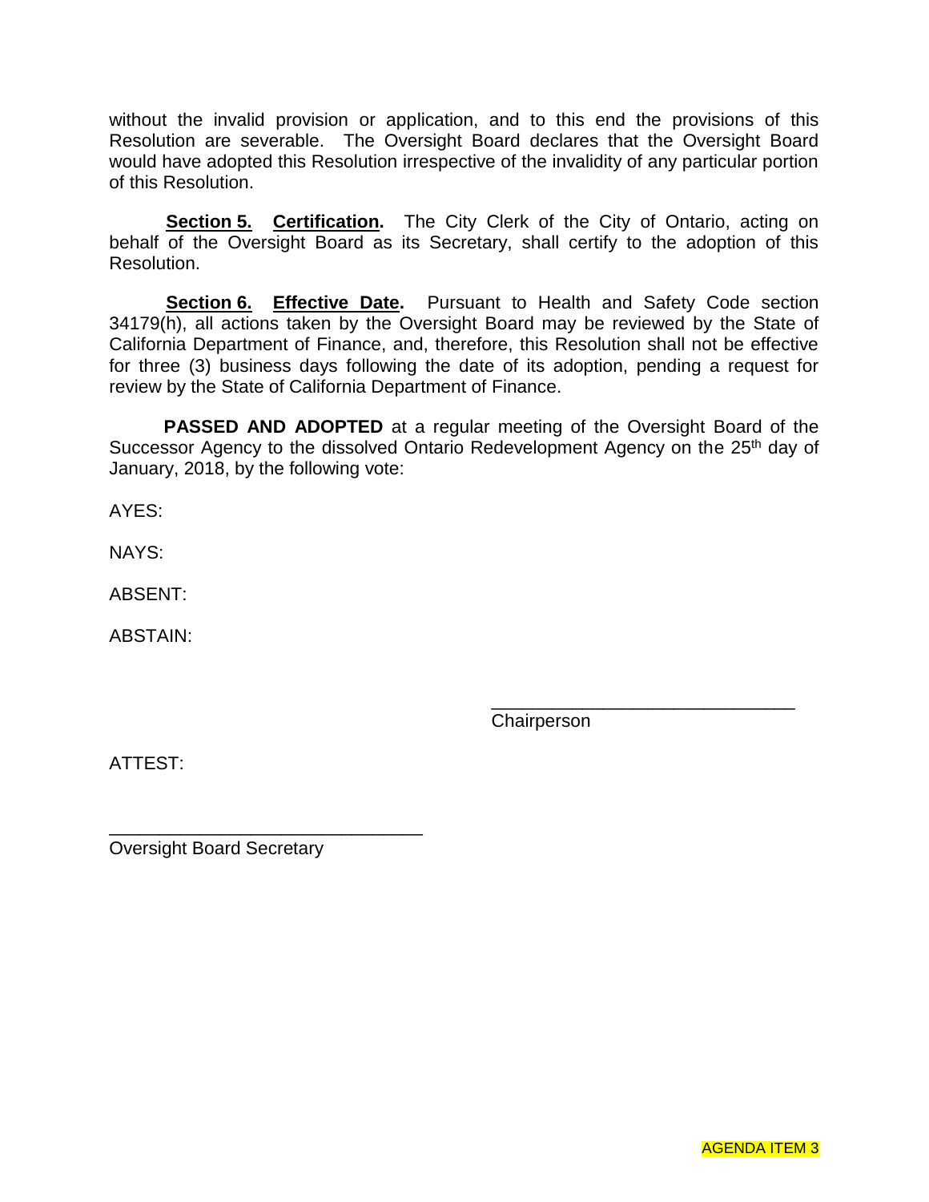without the invalid provision or application, and to this end the provisions of this Resolution are severable. The Oversight Board declares that the Oversight Board would have adopted this Resolution irrespective of the invalidity of any particular portion of this Resolution.

**Section 5. Certification.** The City Clerk of the City of Ontario, acting on behalf of the Oversight Board as its Secretary, shall certify to the adoption of this Resolution.

**Section 6. Effective Date.** Pursuant to Health and Safety Code section 34179(h), all actions taken by the Oversight Board may be reviewed by the State of California Department of Finance, and, therefore, this Resolution shall not be effective for three (3) business days following the date of its adoption, pending a request for review by the State of California Department of Finance.

**PASSED AND ADOPTED** at a regular meeting of the Oversight Board of the Successor Agency to the dissolved Ontario Redevelopment Agency on the 25th day of January, 2018, by the following vote:

AYES:

NAYS:

ABSENT:

ABSTAIN:

\_\_\_\_\_\_\_\_\_\_\_\_\_\_\_\_\_\_\_\_\_\_\_\_\_\_\_\_\_\_
Chairperson

ATTEST:

\_\_\_\_\_\_\_\_\_\_\_\_\_\_\_\_\_\_\_\_\_\_\_\_\_\_\_\_\_\_
Oversight Board Secretary

AGENDA ITEM 3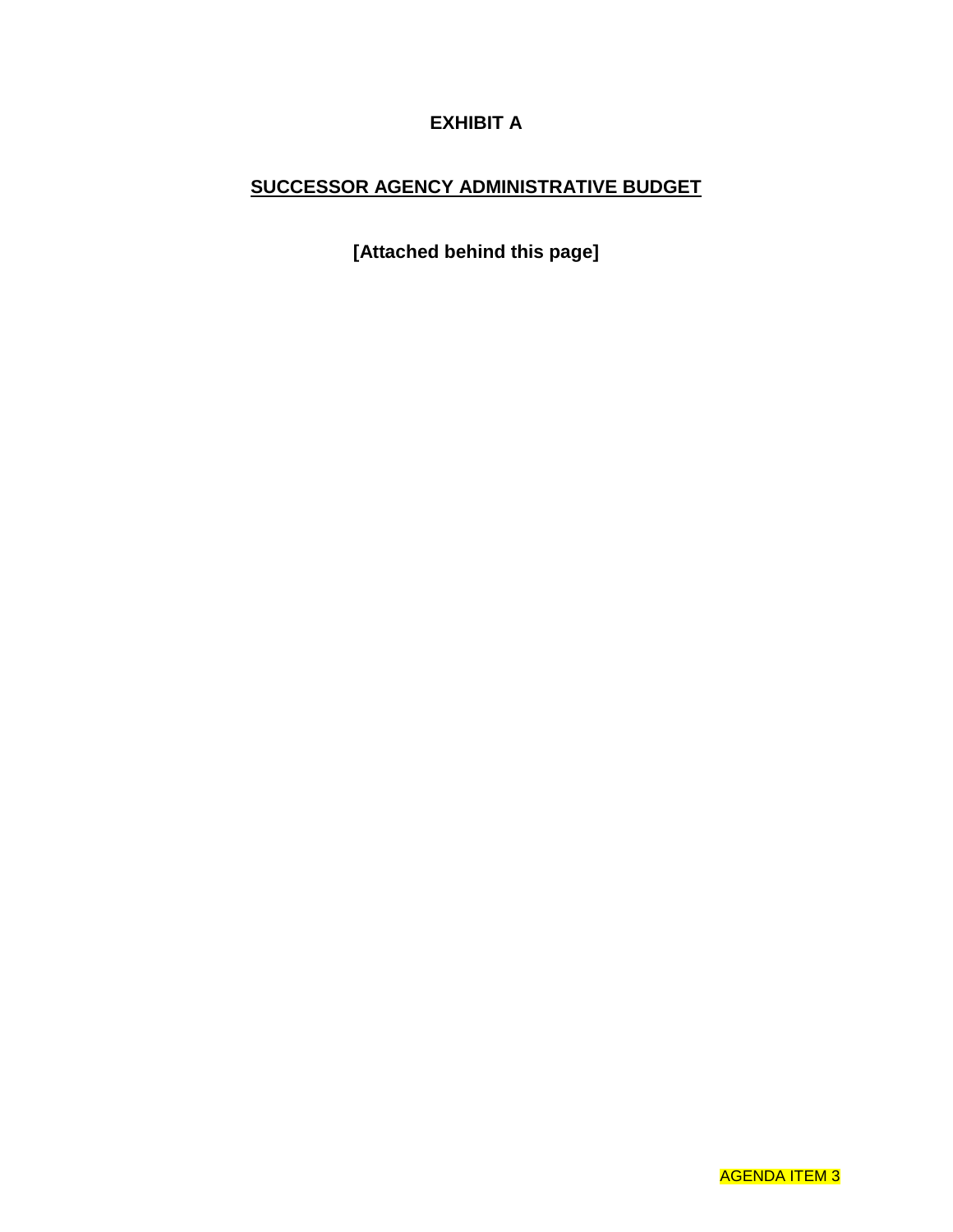# EXHIBIT A

## SUCCESSOR AGENCY ADMINISTRATIVE BUDGET

**[Attached behind this page]**

AGENDA ITEM 3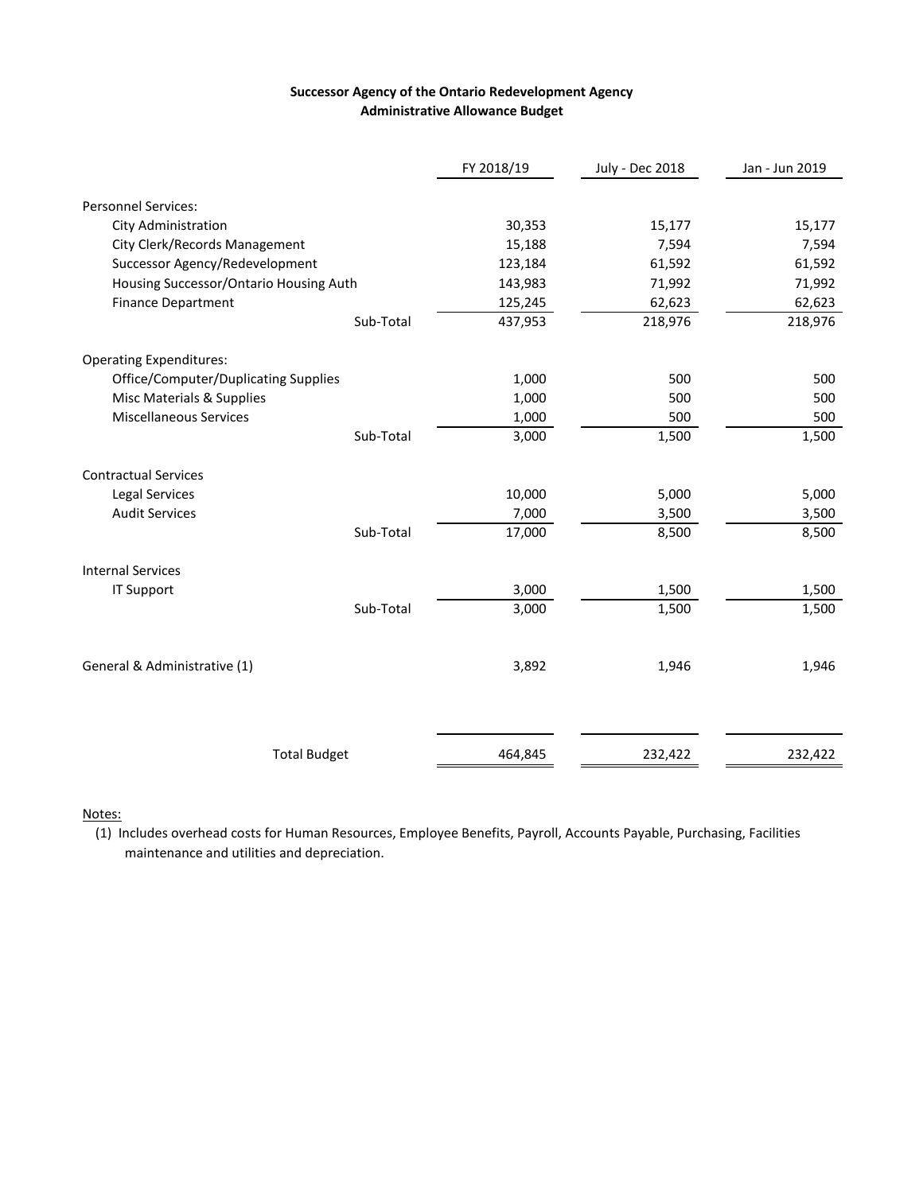**Successor Agency of the Ontario Redevelopment Agency**
**Administrative Allowance Budget**

| | FY 2018/19 | July - Dec 2018 | Jan - Jun 2019 |
|---|---|---|---|
| Personnel Services: | | | |
| City Administration | 30,353 | 15,177 | 15,177 |
| City Clerk/Records Management | 15,188 | 7,594 | 7,594 |
| Successor Agency/Redevelopment | 123,184 | 61,592 | 61,592 |
| Housing Successor/Ontario Housing Auth | 143,983 | 71,992 | 71,992 |
| Finance Department | 125,245 | 62,623 | 62,623 |
| Sub-Total | 437,953 | 218,976 | 218,976 |
| Operating Expenditures: | | | |
| Office/Computer/Duplicating Supplies | 1,000 | 500 | 500 |
| Misc Materials & Supplies | 1,000 | 500 | 500 |
| Miscellaneous Services | 1,000 | 500 | 500 |
| Sub-Total | 3,000 | 1,500 | 1,500 |
| Contractual Services | | | |
| Legal Services | 10,000 | 5,000 | 5,000 |
| Audit Services | 7,000 | 3,500 | 3,500 |
| Sub-Total | 17,000 | 8,500 | 8,500 |
| Internal Services | | | |
| IT Support | 3,000 | 1,500 | 1,500 |
| Sub-Total | 3,000 | 1,500 | 1,500 |
| General & Administrative (1) | 3,892 | 1,946 | 1,946 |
| Total Budget | 464,845 | 232,422 | 232,422 |

Notes:

(1) Includes overhead costs for Human Resources, Employee Benefits, Payroll, Accounts Payable, Purchasing, Facilities maintenance and utilities and depreciation.